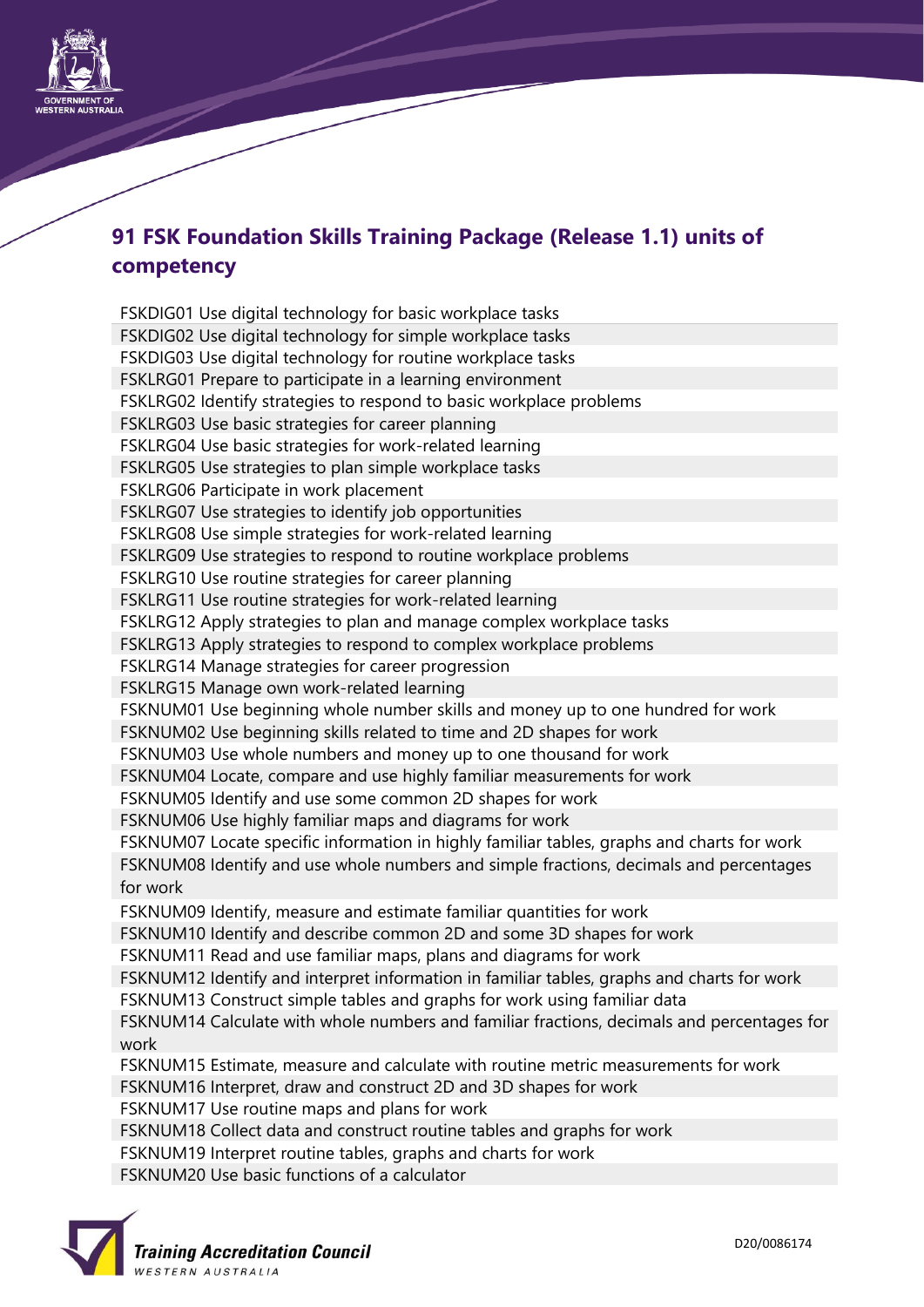# 91 FSK Foundation Skills Training Package (Release 1.1) units of competency

| |
|---|
| FSKDIG01 Use digital technology for basic workplace tasks |
| FSKDIG02 Use digital technology for simple workplace tasks |
| FSKDIG03 Use digital technology for routine workplace tasks |
| FSKLRG01 Prepare to participate in a learning environment |
| FSKLRG02 Identify strategies to respond to basic workplace problems |
| FSKLRG03 Use basic strategies for career planning |
| FSKLRG04 Use basic strategies for work-related learning |
| FSKLRG05 Use strategies to plan simple workplace tasks |
| FSKLRG06 Participate in work placement |
| FSKLRG07 Use strategies to identify job opportunities |
| FSKLRG08 Use simple strategies for work-related learning |
| FSKLRG09 Use strategies to respond to routine workplace problems |
| FSKLRG10 Use routine strategies for career planning |
| FSKLRG11 Use routine strategies for work-related learning |
| FSKLRG12 Apply strategies to plan and manage complex workplace tasks |
| FSKLRG13 Apply strategies to respond to complex workplace problems |
| FSKLRG14 Manage strategies for career progression |
| FSKLRG15 Manage own work-related learning |
| FSKNUM01 Use beginning whole number skills and money up to one hundred for work |
| FSKNUM02 Use beginning skills related to time and 2D shapes for work |
| FSKNUM03 Use whole numbers and money up to one thousand for work |
| FSKNUM04 Locate, compare and use highly familiar measurements for work |
| FSKNUM05 Identify and use some common 2D shapes for work |
| FSKNUM06 Use highly familiar maps and diagrams for work |
| FSKNUM07 Locate specific information in highly familiar tables, graphs and charts for work |
| FSKNUM08 Identify and use whole numbers and simple fractions, decimals and percentages for work |
| FSKNUM09 Identify, measure and estimate familiar quantities for work |
| FSKNUM10 Identify and describe common 2D and some 3D shapes for work |
| FSKNUM11 Read and use familiar maps, plans and diagrams for work |
| FSKNUM12 Identify and interpret information in familiar tables, graphs and charts for work |
| FSKNUM13 Construct simple tables and graphs for work using familiar data |
| FSKNUM14 Calculate with whole numbers and familiar fractions, decimals and percentages for work |
| FSKNUM15 Estimate, measure and calculate with routine metric measurements for work |
| FSKNUM16 Interpret, draw and construct 2D and 3D shapes for work |
| FSKNUM17 Use routine maps and plans for work |
| FSKNUM18 Collect data and construct routine tables and graphs for work |
| FSKNUM19 Interpret routine tables, graphs and charts for work |
| FSKNUM20 Use basic functions of a calculator |

D20/0086174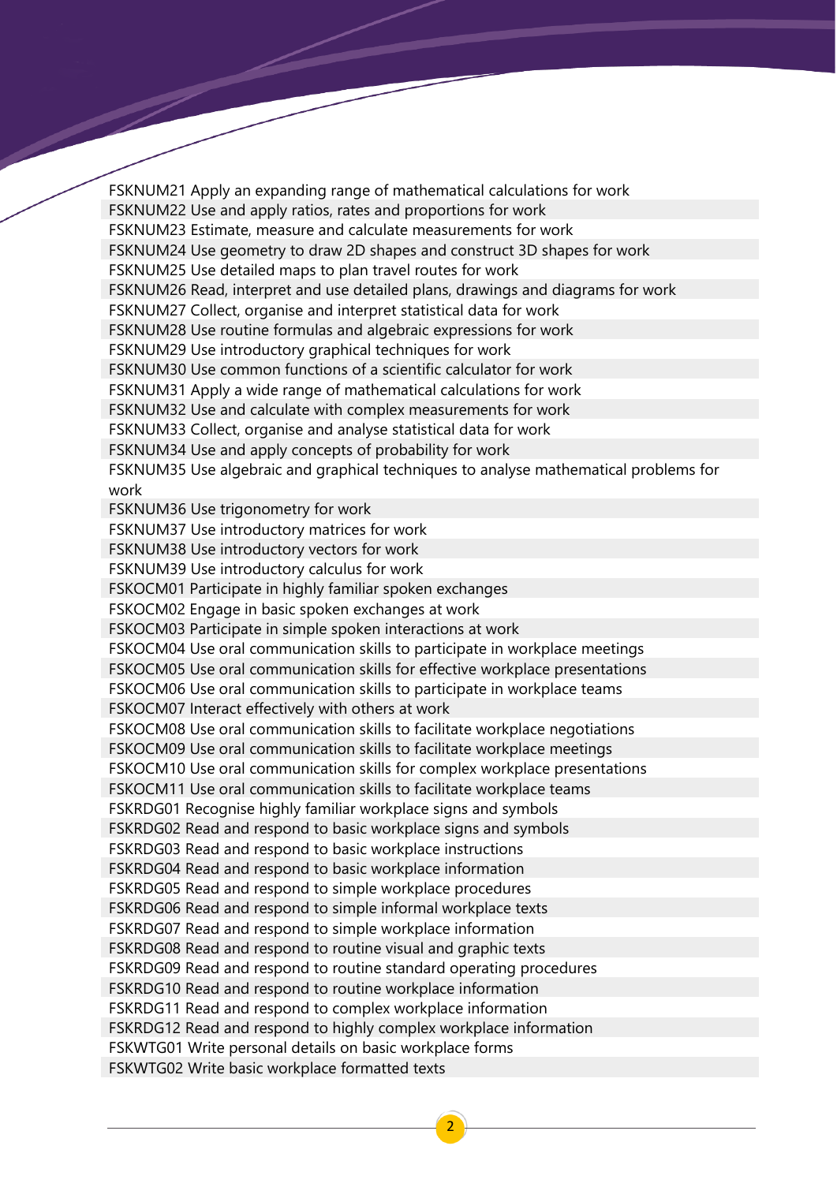FSKNUM21 Apply an expanding range of mathematical calculations for work
FSKNUM22 Use and apply ratios, rates and proportions for work
FSKNUM23 Estimate, measure and calculate measurements for work
FSKNUM24 Use geometry to draw 2D shapes and construct 3D shapes for work
FSKNUM25 Use detailed maps to plan travel routes for work
FSKNUM26 Read, interpret and use detailed plans, drawings and diagrams for work
FSKNUM27 Collect, organise and interpret statistical data for work
FSKNUM28 Use routine formulas and algebraic expressions for work
FSKNUM29 Use introductory graphical techniques for work
FSKNUM30 Use common functions of a scientific calculator for work
FSKNUM31 Apply a wide range of mathematical calculations for work
FSKNUM32 Use and calculate with complex measurements for work
FSKNUM33 Collect, organise and analyse statistical data for work
FSKNUM34 Use and apply concepts of probability for work
FSKNUM35 Use algebraic and graphical techniques to analyse mathematical problems for work
FSKNUM36 Use trigonometry for work
FSKNUM37 Use introductory matrices for work
FSKNUM38 Use introductory vectors for work
FSKNUM39 Use introductory calculus for work
FSKOCM01 Participate in highly familiar spoken exchanges
FSKOCM02 Engage in basic spoken exchanges at work
FSKOCM03 Participate in simple spoken interactions at work
FSKOCM04 Use oral communication skills to participate in workplace meetings
FSKOCM05 Use oral communication skills for effective workplace presentations
FSKOCM06 Use oral communication skills to participate in workplace teams
FSKOCM07 Interact effectively with others at work
FSKOCM08 Use oral communication skills to facilitate workplace negotiations
FSKOCM09 Use oral communication skills to facilitate workplace meetings
FSKOCM10 Use oral communication skills for complex workplace presentations
FSKOCM11 Use oral communication skills to facilitate workplace teams
FSKRDG01 Recognise highly familiar workplace signs and symbols
FSKRDG02 Read and respond to basic workplace signs and symbols
FSKRDG03 Read and respond to basic workplace instructions
FSKRDG04 Read and respond to basic workplace information
FSKRDG05 Read and respond to simple workplace procedures
FSKRDG06 Read and respond to simple informal workplace texts
FSKRDG07 Read and respond to simple workplace information
FSKRDG08 Read and respond to routine visual and graphic texts
FSKRDG09 Read and respond to routine standard operating procedures
FSKRDG10 Read and respond to routine workplace information
FSKRDG11 Read and respond to complex workplace information
FSKRDG12 Read and respond to highly complex workplace information
FSKWTG01 Write personal details on basic workplace forms
FSKWTG02 Write basic workplace formatted texts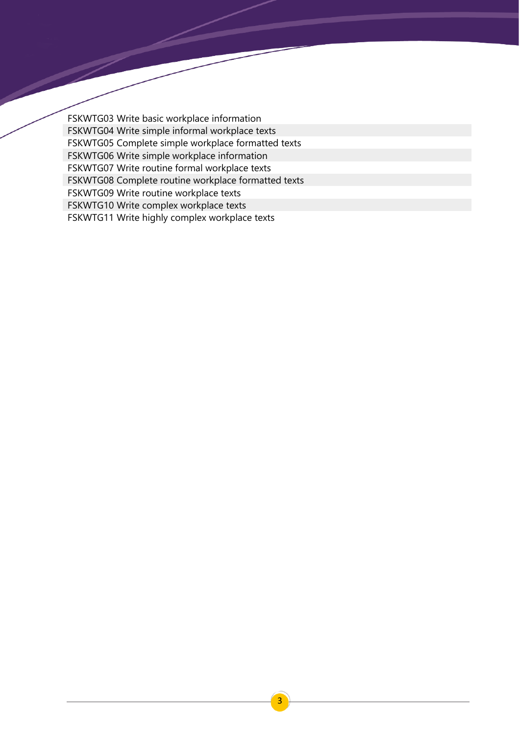FSKWTG03 Write basic workplace information
FSKWTG04 Write simple informal workplace texts
FSKWTG05 Complete simple workplace formatted texts
FSKWTG06 Write simple workplace information
FSKWTG07 Write routine formal workplace texts
FSKWTG08 Complete routine workplace formatted texts
FSKWTG09 Write routine workplace texts
FSKWTG10 Write complex workplace texts
FSKWTG11 Write highly complex workplace texts